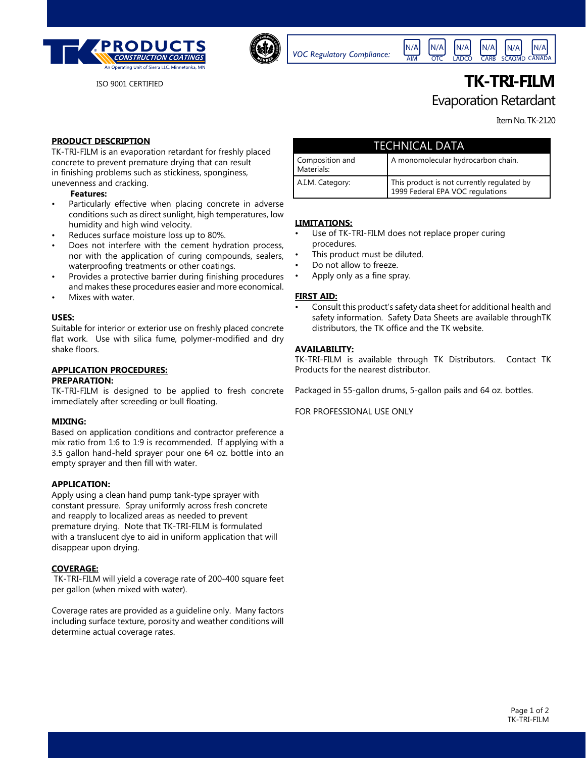TK PRODUCTS CONSTRUCTION COATINGS
An Operating Unit of Sierra LLC, Minnetonka, MN

ISO 9001 CERTIFIED

*VOC Regulatory Compliance:*

| N/A | N/A | N/A | N/A | N/A | N/A |
|---|---|---|---|---|---|
| AIM | OTC | LADCO | CARB | SCAQMD | CANADA |

# TK-TRI-FILM

## Evaporation Retardant

Item No. TK-2120

**PRODUCT DESCRIPTION**

TK-TRI-FILM is an evaporation retardant for freshly placed concrete to prevent premature drying that can result in finishing problems such as stickiness, sponginess, unevenness and cracking.

**Features:**

- Particularly effective when placing concrete in adverse conditions such as direct sunlight, high temperatures, low humidity and high wind velocity.
- Reduces surface moisture loss up to 80%.
- Does not interfere with the cement hydration process, nor with the application of curing compounds, sealers, waterproofing treatments or other coatings.
- Provides a protective barrier during finishing procedures and makes these procedures easier and more economical.
- Mixes with water.

**USES:**

Suitable for interior or exterior use on freshly placed concrete flat work. Use with silica fume, polymer-modified and dry shake floors.

**APPLICATION PROCEDURES:**

**PREPARATION:**

TK-TRI-FILM is designed to be applied to fresh concrete immediately after screeding or bull floating.

**MIXING:**

Based on application conditions and contractor preference a mix ratio from 1:6 to 1:9 is recommended. If applying with a 3.5 gallon hand-held sprayer pour one 64 oz. bottle into an empty sprayer and then fill with water.

**APPLICATION:**

Apply using a clean hand pump tank-type sprayer with constant pressure. Spray uniformly across fresh concrete and reapply to localized areas as needed to prevent premature drying. Note that TK-TRI-FILM is formulated with a translucent dye to aid in uniform application that will disappear upon drying.

**COVERAGE:**

TK-TRI-FILM will yield a coverage rate of 200-400 square feet per gallon (when mixed with water).

Coverage rates are provided as a guideline only. Many factors including surface texture, porosity and weather conditions will determine actual coverage rates.

| TECHNICAL DATA | |
|---|---|
| Composition and Materials: | A monomolecular hydrocarbon chain. |
| A.I.M. Category: | This product is not currently regulated by 1999 Federal EPA VOC regulations |

**LIMITATIONS:**

- Use of TK-TRI-FILM does not replace proper curing procedures.
- This product must be diluted.
- Do not allow to freeze.
- Apply only as a fine spray.

**FIRST AID:**

- Consult this product's safety data sheet for additional health and safety information. Safety Data Sheets are available throughTK distributors, the TK office and the TK website.

**AVAILABILITY:**

TK-TRI-FILM is available through TK Distributors. Contact TK Products for the nearest distributor.

Packaged in 55-gallon drums, 5-gallon pails and 64 oz. bottles.

FOR PROFESSIONAL USE ONLY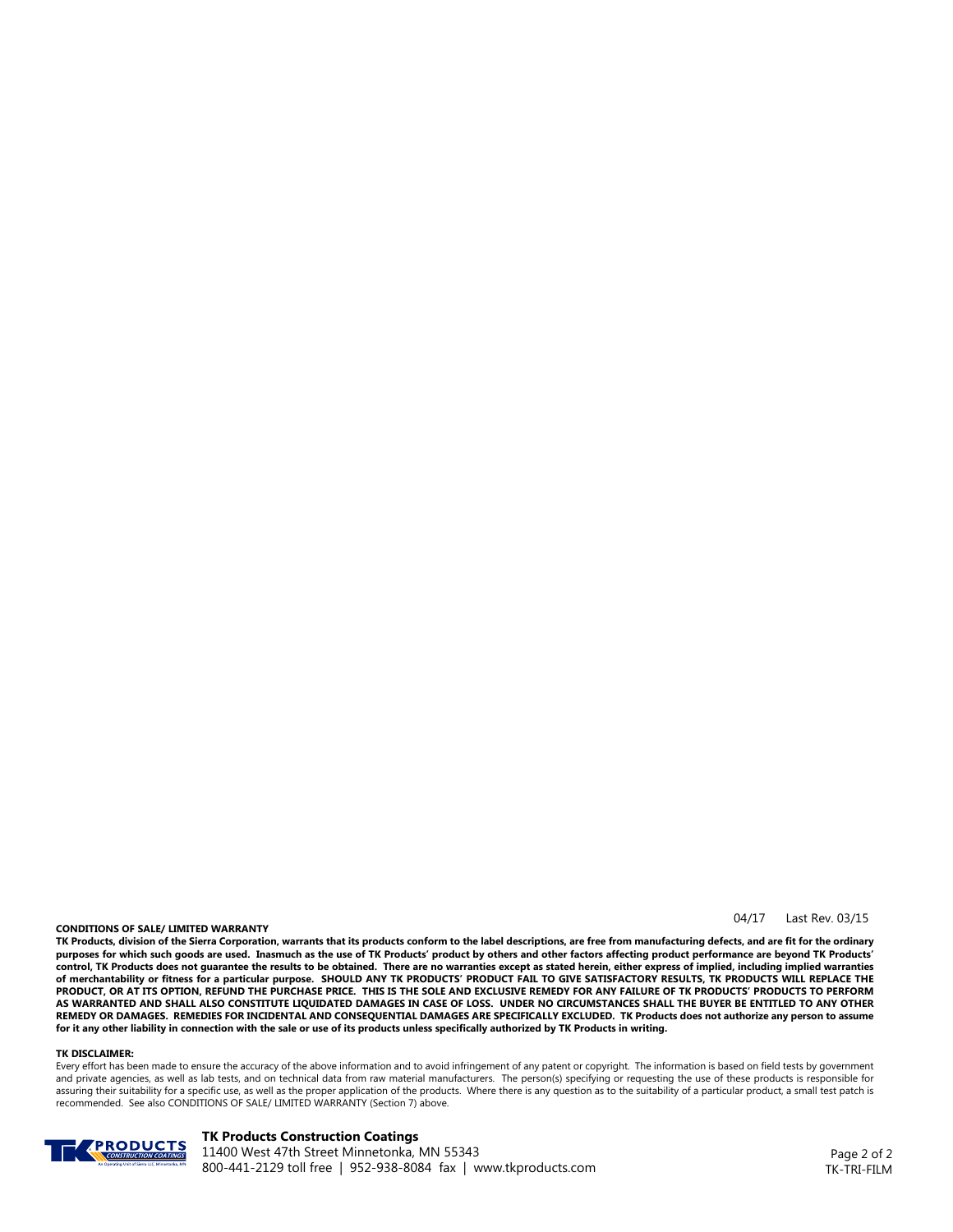04/17 Last Rev. 03/15

**CONDITIONS OF SALE/ LIMITED WARRANTY**

**TK Products, division of the Sierra Corporation, warrants that its products conform to the label descriptions, are free from manufacturing defects, and are fit for the ordinary purposes for which such goods are used. Inasmuch as the use of TK Products' product by others and other factors affecting product performance are beyond TK Products' control, TK Products does not guarantee the results to be obtained. There are no warranties except as stated herein, either express of implied, including implied warranties of merchantability or fitness for a particular purpose. SHOULD ANY TK PRODUCTS' PRODUCT FAIL TO GIVE SATISFACTORY RESULTS, TK PRODUCTS WILL REPLACE THE PRODUCT, OR AT ITS OPTION, REFUND THE PURCHASE PRICE. THIS IS THE SOLE AND EXCLUSIVE REMEDY FOR ANY FAILURE OF TK PRODUCTS' PRODUCTS TO PERFORM AS WARRANTED AND SHALL ALSO CONSTITUTE LIQUIDATED DAMAGES IN CASE OF LOSS. UNDER NO CIRCUMSTANCES SHALL THE BUYER BE ENTITLED TO ANY OTHER REMEDY OR DAMAGES. REMEDIES FOR INCIDENTAL AND CONSEQUENTIAL DAMAGES ARE SPECIFICALLY EXCLUDED. TK Products does not authorize any person to assume for it any other liability in connection with the sale or use of its products unless specifically authorized by TK Products in writing.**

**TK DISCLAIMER:**

Every effort has been made to ensure the accuracy of the above information and to avoid infringement of any patent or copyright. The information is based on field tests by government and private agencies, as well as lab tests, and on technical data from raw material manufacturers. The person(s) specifying or requesting the use of these products is responsible for assuring their suitability for a specific use, as well as the proper application of the products. Where there is any question as to the suitability of a particular product, a small test patch is recommended. See also CONDITIONS OF SALE/ LIMITED WARRANTY (Section 7) above.

**TK Products Construction Coatings**
11400 West 47th Street Minnetonka, MN 55343
800-441-2129 toll free | 952-938-8084 fax | www.tkproducts.com

TK-TRI-FILM